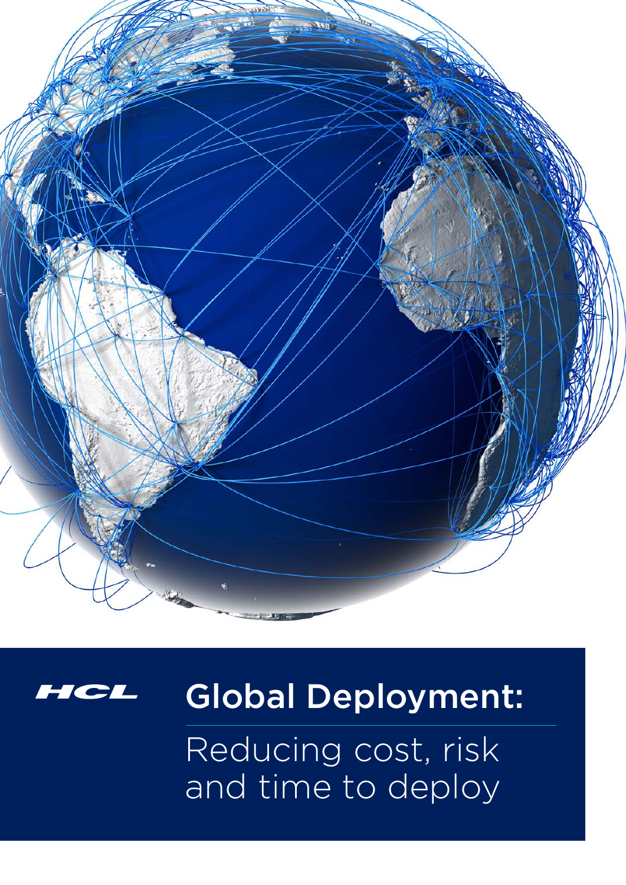HCL

# Global Deployment:

## Reducing cost, risk and time to deploy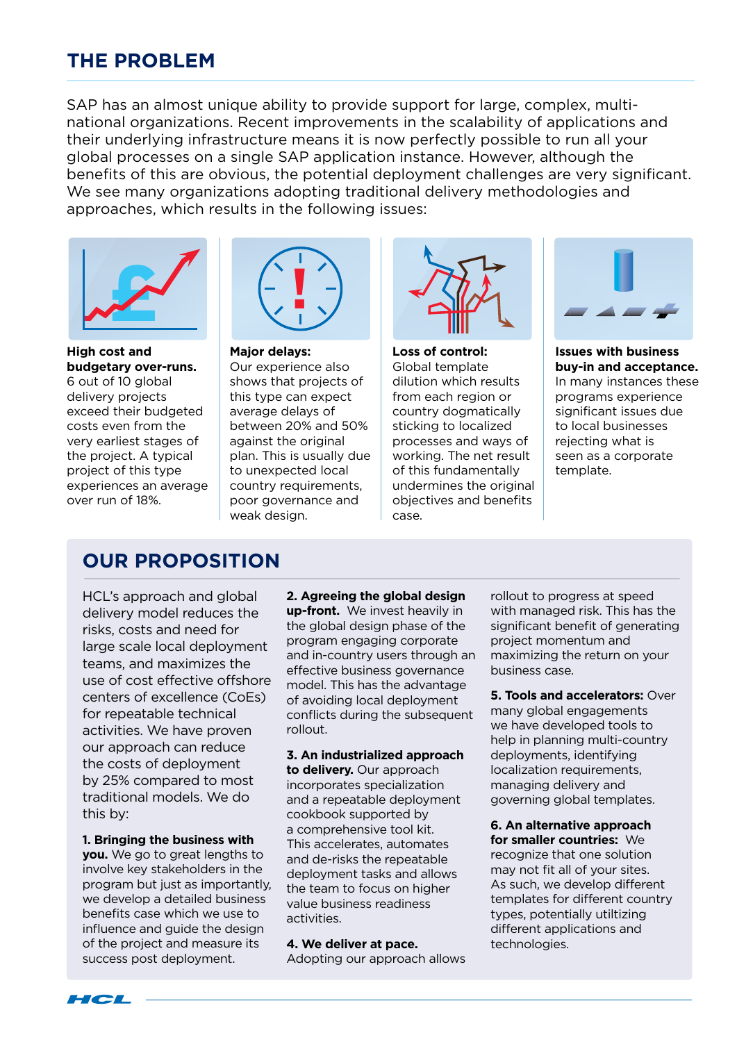## THE PROBLEM

SAP has an almost unique ability to provide support for large, complex, multi-national organizations. Recent improvements in the scalability of applications and their underlying infrastructure means it is now perfectly possible to run all your global processes on a single SAP application instance. However, although the benefits of this are obvious, the potential deployment challenges are very significant. We see many organizations adopting traditional delivery methodologies and approaches, which results in the following issues:

**High cost and budgetary over-runs.** 6 out of 10 global delivery projects exceed their budgeted costs even from the very earliest stages of the project. A typical project of this type experiences an average over run of 18%.

**Major delays:** Our experience also shows that projects of this type can expect average delays of between 20% and 50% against the original plan. This is usually due to unexpected local country requirements, poor governance and weak design.

**Loss of control:** Global template dilution which results from each region or country dogmatically sticking to localized processes and ways of working. The net result of this fundamentally undermines the original objectives and benefits case.

**Issues with business buy-in and acceptance.** In many instances these programs experience significant issues due to local businesses rejecting what is seen as a corporate template.

## OUR PROPOSITION

HCL's approach and global delivery model reduces the risks, costs and need for large scale local deployment teams, and maximizes the use of cost effective offshore centers of excellence (CoEs) for repeatable technical activities. We have proven our approach can reduce the costs of deployment by 25% compared to most traditional models. We do this by:

**1. Bringing the business with you.** We go to great lengths to involve key stakeholders in the program but just as importantly, we develop a detailed business benefits case which we use to influence and guide the design of the project and measure its success post deployment.

**2. Agreeing the global design up-front.** We invest heavily in the global design phase of the program engaging corporate and in-country users through an effective business governance model. This has the advantage of avoiding local deployment conflicts during the subsequent rollout.

**3. An industrialized approach to delivery.** Our approach incorporates specialization and a repeatable deployment cookbook supported by a comprehensive tool kit. This accelerates, automates and de-risks the repeatable deployment tasks and allows the team to focus on higher value business readiness activities.

**4. We deliver at pace.** Adopting our approach allows rollout to progress at speed with managed risk. This has the significant benefit of generating project momentum and maximizing the return on your business case.

**5. Tools and accelerators:** Over many global engagements we have developed tools to help in planning multi-country deployments, identifying localization requirements, managing delivery and governing global templates.

**6. An alternative approach for smaller countries:** We recognize that one solution may not fit all of your sites. As such, we develop different templates for different country types, potentially utiltizing different applications and technologies.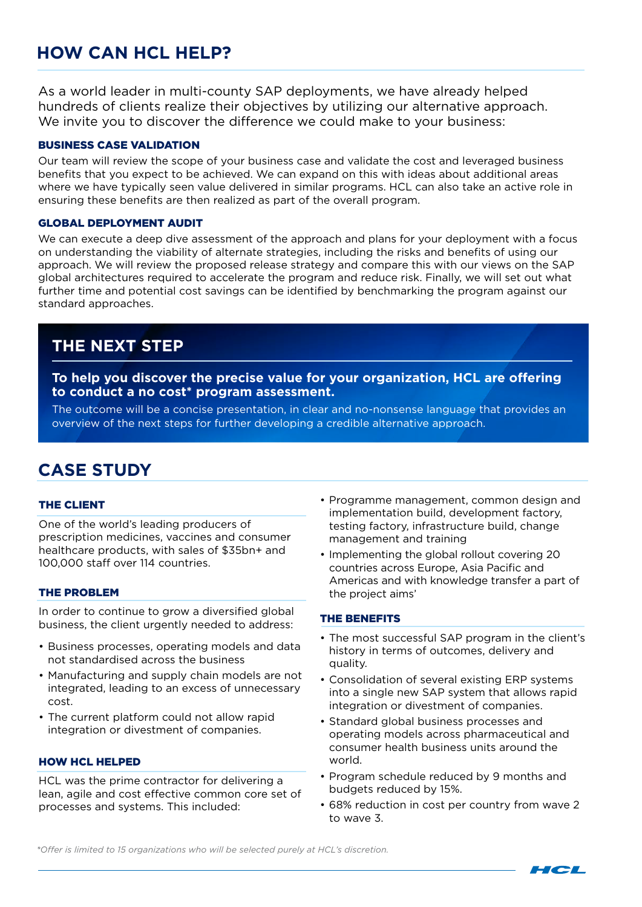# HOW CAN HCL HELP?

As a world leader in multi-county SAP deployments, we have already helped hundreds of clients realize their objectives by utilizing our alternative approach. We invite you to discover the difference we could make to your business:

### BUSINESS CASE VALIDATION

Our team will review the scope of your business case and validate the cost and leveraged business benefits that you expect to be achieved. We can expand on this with ideas about additional areas where we have typically seen value delivered in similar programs. HCL can also take an active role in ensuring these benefits are then realized as part of the overall program.

### GLOBAL DEPLOYMENT AUDIT

We can execute a deep dive assessment of the approach and plans for your deployment with a focus on understanding the viability of alternate strategies, including the risks and benefits of using our approach. We will review the proposed release strategy and compare this with our views on the SAP global architectures required to accelerate the program and reduce risk. Finally, we will set out what further time and potential cost savings can be identified by benchmarking the program against our standard approaches.

## THE NEXT STEP

**To help you discover the precise value for your organization, HCL are offering to conduct a no cost* program assessment.**

The outcome will be a concise presentation, in clear and no-nonsense language that provides an overview of the next steps for further developing a credible alternative approach.

# CASE STUDY

### THE CLIENT

One of the world's leading producers of prescription medicines, vaccines and consumer healthcare products, with sales of $35bn+ and 100,000 staff over 114 countries.

### THE PROBLEM

In order to continue to grow a diversified global business, the client urgently needed to address:

- Business processes, operating models and data not standardised across the business
- Manufacturing and supply chain models are not integrated, leading to an excess of unnecessary cost.
- The current platform could not allow rapid integration or divestment of companies.

### HOW HCL HELPED

HCL was the prime contractor for delivering a lean, agile and cost effective common core set of processes and systems. This included:

- Programme management, common design and implementation build, development factory, testing factory, infrastructure build, change management and training
- Implementing the global rollout covering 20 countries across Europe, Asia Pacific and Americas and with knowledge transfer a part of the project aims'

### THE BENEFITS

- The most successful SAP program in the client's history in terms of outcomes, delivery and quality.
- Consolidation of several existing ERP systems into a single new SAP system that allows rapid integration or divestment of companies.
- Standard global business processes and operating models across pharmaceutical and consumer health business units around the world.
- Program schedule reduced by 9 months and budgets reduced by 15%.
- 68% reduction in cost per country from wave 2 to wave 3.

*\*Offer is limited to 15 organizations who will be selected purely at HCL's discretion.*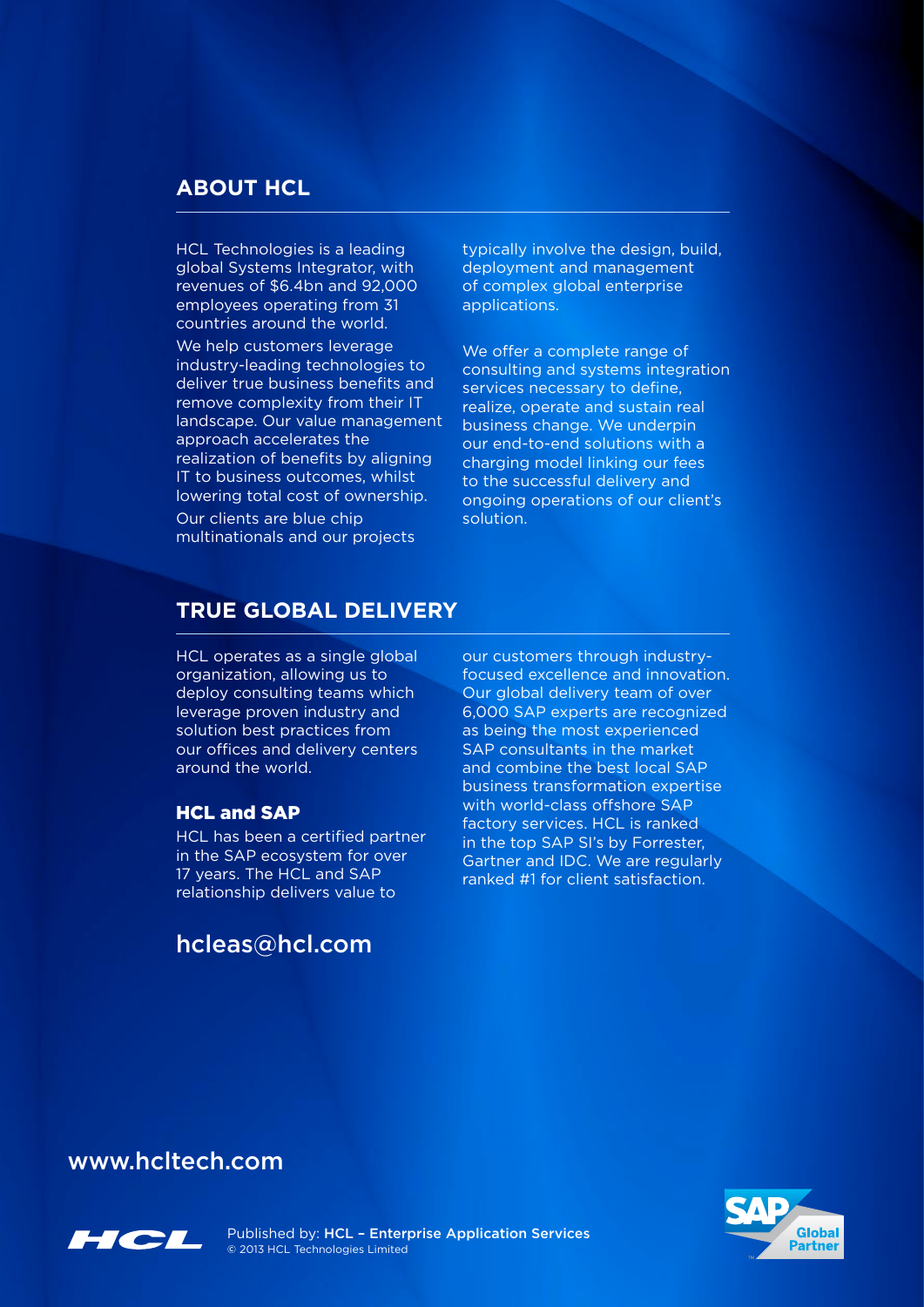## ABOUT HCL

HCL Technologies is a leading global Systems Integrator, with revenues of $6.4bn and 92,000 employees operating from 31 countries around the world.

We help customers leverage industry-leading technologies to deliver true business benefits and remove complexity from their IT landscape. Our value management approach accelerates the realization of benefits by aligning IT to business outcomes, whilst lowering total cost of ownership.

Our clients are blue chip multinationals and our projects typically involve the design, build, deployment and management of complex global enterprise applications.

We offer a complete range of consulting and systems integration services necessary to define, realize, operate and sustain real business change. We underpin our end-to-end solutions with a charging model linking our fees to the successful delivery and ongoing operations of our client's solution.

## TRUE GLOBAL DELIVERY

HCL operates as a single global organization, allowing us to deploy consulting teams which leverage proven industry and solution best practices from our offices and delivery centers around the world.

### HCL and SAP

HCL has been a certified partner in the SAP ecosystem for over 17 years. The HCL and SAP relationship delivers value to our customers through industry-focused excellence and innovation. Our global delivery team of over 6,000 SAP experts are recognized as being the most experienced SAP consultants in the market and combine the best local SAP business transformation expertise with world-class offshore SAP factory services. HCL is ranked in the top SAP SI's by Forrester, Gartner and IDC. We are regularly ranked #1 for client satisfaction.

hcleas@hcl.com

www.hcltech.com

HCL

Published by: **HCL – Enterprise Application Services**
© 2013 HCL Technologies Limited

SAP Global Partner